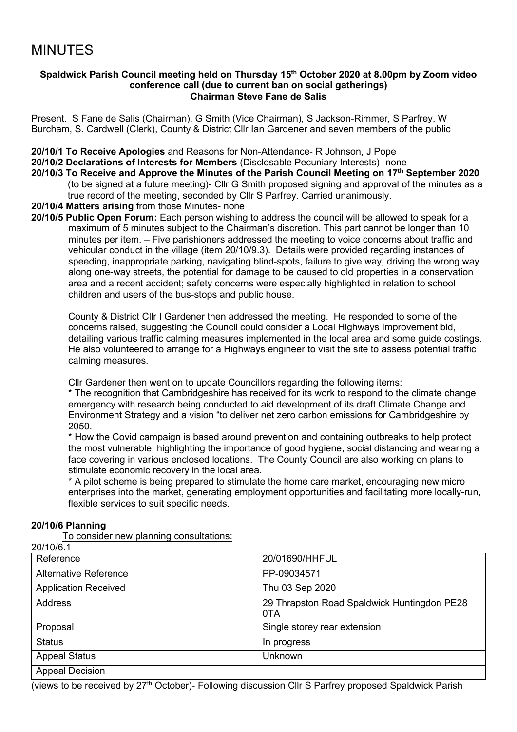# MINUTES

**Spaldwick Parish Council meeting held on Thursday 15th October 2020 at 8.00pm by Zoom video conference call (due to current ban on social gatherings)**
**Chairman Steve Fane de Salis**

Present. S Fane de Salis (Chairman), G Smith (Vice Chairman), S Jackson-Rimmer, S Parfrey, W Burcham, S. Cardwell (Clerk), County & District Cllr Ian Gardener and seven members of the public

**20/10/1 To Receive Apologies** and Reasons for Non-Attendance- R Johnson, J Pope

**20/10/2 Declarations of Interests for Members** (Disclosable Pecuniary Interests)- none

**20/10/3 To Receive and Approve the Minutes of the Parish Council Meeting on 17th September 2020** (to be signed at a future meeting)- Cllr G Smith proposed signing and approval of the minutes as a true record of the meeting, seconded by Cllr S Parfrey. Carried unanimously.

**20/10/4 Matters arising** from those Minutes- none

**20/10/5 Public Open Forum:** Each person wishing to address the council will be allowed to speak for a maximum of 5 minutes subject to the Chairman's discretion. This part cannot be longer than 10 minutes per item. – Five parishioners addressed the meeting to voice concerns about traffic and vehicular conduct in the village (item 20/10/9.3). Details were provided regarding instances of speeding, inappropriate parking, navigating blind-spots, failure to give way, driving the wrong way along one-way streets, the potential for damage to be caused to old properties in a conservation area and a recent accident; safety concerns were especially highlighted in relation to school children and users of the bus-stops and public house.

County & District Cllr I Gardener then addressed the meeting. He responded to some of the concerns raised, suggesting the Council could consider a Local Highways Improvement bid, detailing various traffic calming measures implemented in the local area and some guide costings. He also volunteered to arrange for a Highways engineer to visit the site to assess potential traffic calming measures.

Cllr Gardener then went on to update Councillors regarding the following items:

* The recognition that Cambridgeshire has received for its work to respond to the climate change emergency with research being conducted to aid development of its draft Climate Change and Environment Strategy and a vision "to deliver net zero carbon emissions for Cambridgeshire by 2050.
* How the Covid campaign is based around prevention and containing outbreaks to help protect the most vulnerable, highlighting the importance of good hygiene, social distancing and wearing a face covering in various enclosed locations. The County Council are also working on plans to stimulate economic recovery in the local area.
* A pilot scheme is being prepared to stimulate the home care market, encouraging new micro enterprises into the market, generating employment opportunities and facilitating more locally-run, flexible services to suit specific needs.

**20/10/6 Planning**

To consider new planning consultations:

20/10/6.1

| Reference | 20/01690/HHFUL |
|---|---|
| Alternative Reference | PP-09034571 |
| Application Received | Thu 03 Sep 2020 |
| Address | 29 Thrapston Road Spaldwick Huntingdon PE28 0TA |
| Proposal | Single storey rear extension |
| Status | In progress |
| Appeal Status | Unknown |
| Appeal Decision | |

(views to be received by 27th October)- Following discussion Cllr S Parfrey proposed Spaldwick Parish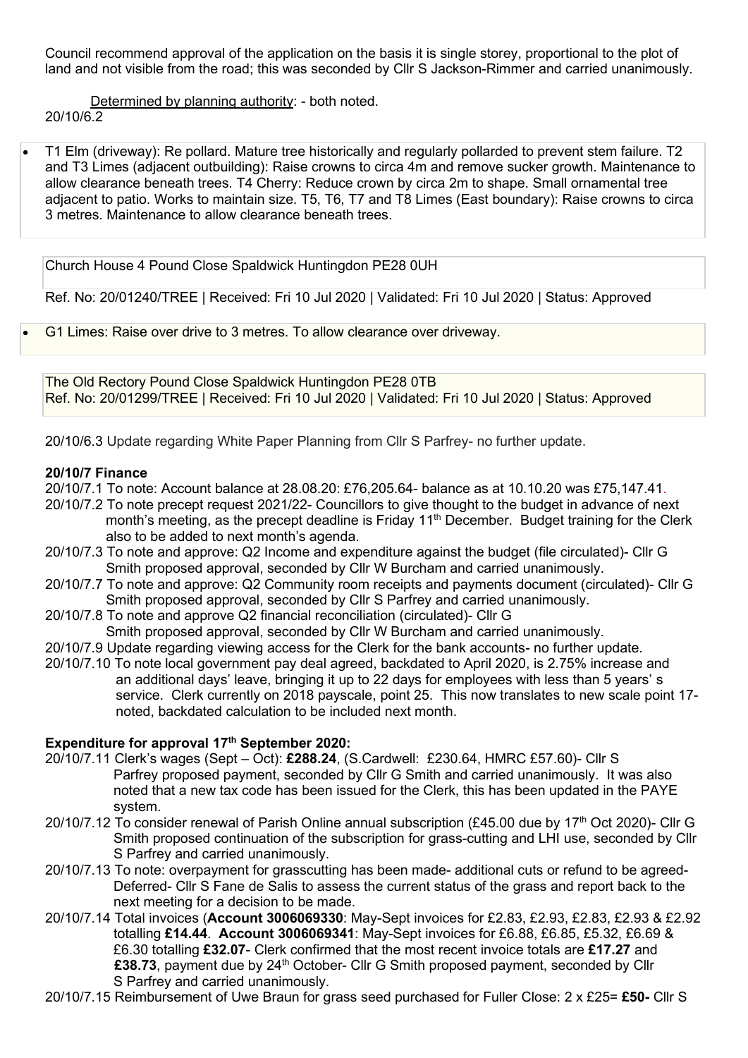Council recommend approval of the application on the basis it is single storey, proportional to the plot of land and not visible from the road; this was seconded by Cllr S Jackson-Rimmer and carried unanimously.

Determined by planning authority: - both noted.

20/10/6.2

- T1 Elm (driveway): Re pollard. Mature tree historically and regularly pollarded to prevent stem failure. T2 and T3 Limes (adjacent outbuilding): Raise crowns to circa 4m and remove sucker growth. Maintenance to allow clearance beneath trees. T4 Cherry: Reduce crown by circa 2m to shape. Small ornamental tree adjacent to patio. Works to maintain size. T5, T6, T7 and T8 Limes (East boundary): Raise crowns to circa 3 metres. Maintenance to allow clearance beneath trees.

Church House 4 Pound Close Spaldwick Huntingdon PE28 0UH

Ref. No: 20/01240/TREE | Received: Fri 10 Jul 2020 | Validated: Fri 10 Jul 2020 | Status: Approved

- G1 Limes: Raise over drive to 3 metres. To allow clearance over driveway.

The Old Rectory Pound Close Spaldwick Huntingdon PE28 0TB
Ref. No: 20/01299/TREE | Received: Fri 10 Jul 2020 | Validated: Fri 10 Jul 2020 | Status: Approved

20/10/6.3 Update regarding White Paper Planning from Cllr S Parfrey- no further update.

**20/10/7 Finance**

20/10/7.1 To note: Account balance at 28.08.20: £76,205.64- balance as at 10.10.20 was £75,147.41.

20/10/7.2 To note precept request 2021/22- Councillors to give thought to the budget in advance of next month's meeting, as the precept deadline is Friday 11th December. Budget training for the Clerk also to be added to next month's agenda.

20/10/7.3 To note and approve: Q2 Income and expenditure against the budget (file circulated)- Cllr G Smith proposed approval, seconded by Cllr W Burcham and carried unanimously.

20/10/7.7 To note and approve: Q2 Community room receipts and payments document (circulated)- Cllr G Smith proposed approval, seconded by Cllr S Parfrey and carried unanimously.

20/10/7.8 To note and approve Q2 financial reconciliation (circulated)- Cllr G Smith proposed approval, seconded by Cllr W Burcham and carried unanimously.

20/10/7.9 Update regarding viewing access for the Clerk for the bank accounts- no further update.

20/10/7.10 To note local government pay deal agreed, backdated to April 2020, is 2.75% increase and an additional days' leave, bringing it up to 22 days for employees with less than 5 years' s service. Clerk currently on 2018 payscale, point 25. This now translates to new scale point 17- noted, backdated calculation to be included next month.

**Expenditure for approval 17th September 2020:**

20/10/7.11 Clerk's wages (Sept – Oct): **£288.24**, (S.Cardwell: £230.64, HMRC £57.60)- Cllr S Parfrey proposed payment, seconded by Cllr G Smith and carried unanimously. It was also noted that a new tax code has been issued for the Clerk, this has been updated in the PAYE system.

20/10/7.12 To consider renewal of Parish Online annual subscription (£45.00 due by 17th Oct 2020)- Cllr G Smith proposed continuation of the subscription for grass-cutting and LHI use, seconded by Cllr S Parfrey and carried unanimously.

20/10/7.13 To note: overpayment for grasscutting has been made- additional cuts or refund to be agreed- Deferred- Cllr S Fane de Salis to assess the current status of the grass and report back to the next meeting for a decision to be made.

20/10/7.14 Total invoices (**Account 3006069330**: May-Sept invoices for £2.83, £2.93, £2.83, £2.93 & £2.92 totalling **£14.44**. **Account 3006069341**: May-Sept invoices for £6.88, £6.85, £5.32, £6.69 & £6.30 totalling **£32.07**- Clerk confirmed that the most recent invoice totals are **£17.27** and **£38.73**, payment due by 24th October- Cllr G Smith proposed payment, seconded by Cllr S Parfrey and carried unanimously.

20/10/7.15 Reimbursement of Uwe Braun for grass seed purchased for Fuller Close: 2 x £25= **£50-** Cllr S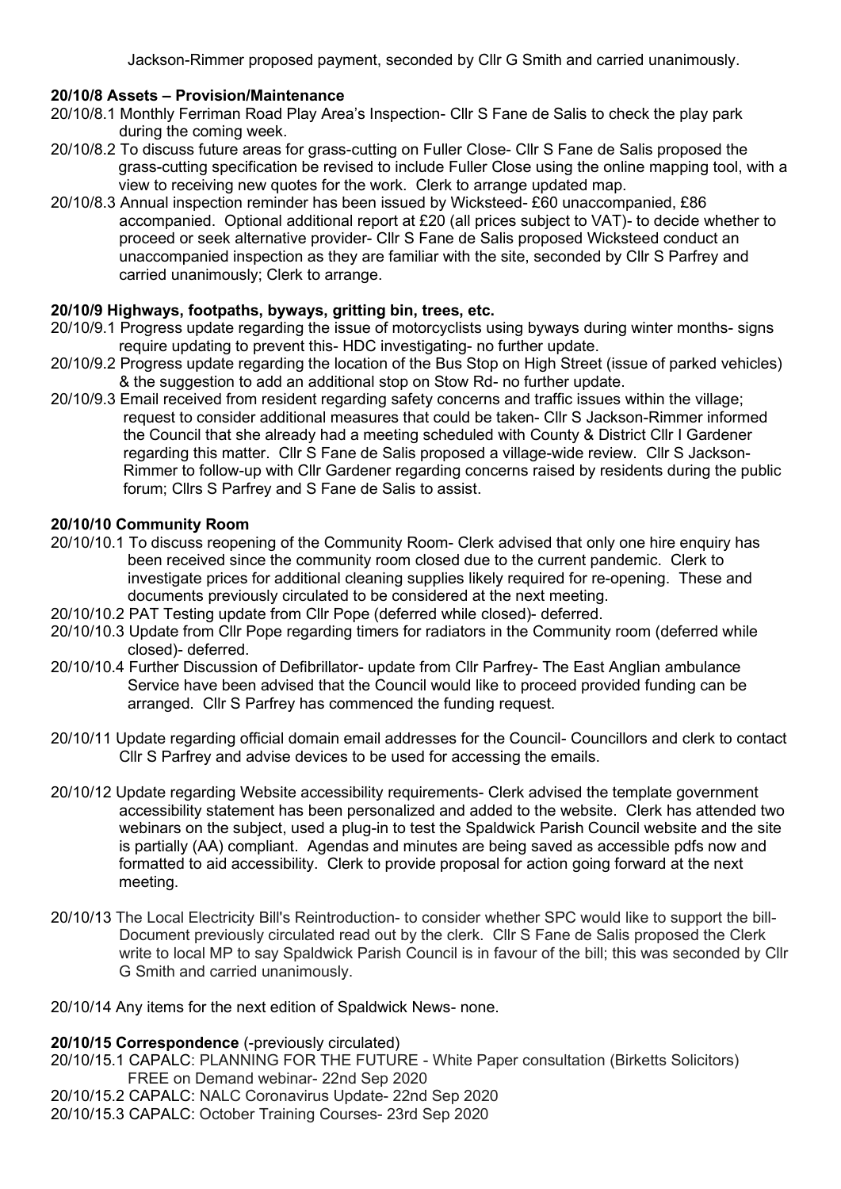Jackson-Rimmer proposed payment, seconded by Cllr G Smith and carried unanimously.

**20/10/8 Assets – Provision/Maintenance**

20/10/8.1 Monthly Ferriman Road Play Area's Inspection- Cllr S Fane de Salis to check the play park during the coming week.

20/10/8.2 To discuss future areas for grass-cutting on Fuller Close- Cllr S Fane de Salis proposed the grass-cutting specification be revised to include Fuller Close using the online mapping tool, with a view to receiving new quotes for the work. Clerk to arrange updated map.

20/10/8.3 Annual inspection reminder has been issued by Wicksteed- £60 unaccompanied, £86 accompanied. Optional additional report at £20 (all prices subject to VAT)- to decide whether to proceed or seek alternative provider- Cllr S Fane de Salis proposed Wicksteed conduct an unaccompanied inspection as they are familiar with the site, seconded by Cllr S Parfrey and carried unanimously; Clerk to arrange.

**20/10/9 Highways, footpaths, byways, gritting bin, trees, etc.**

20/10/9.1 Progress update regarding the issue of motorcyclists using byways during winter months- signs require updating to prevent this- HDC investigating- no further update.

20/10/9.2 Progress update regarding the location of the Bus Stop on High Street (issue of parked vehicles) & the suggestion to add an additional stop on Stow Rd- no further update.

20/10/9.3 Email received from resident regarding safety concerns and traffic issues within the village; request to consider additional measures that could be taken- Cllr S Jackson-Rimmer informed the Council that she already had a meeting scheduled with County & District Cllr I Gardener regarding this matter. Cllr S Fane de Salis proposed a village-wide review. Cllr S Jackson-Rimmer to follow-up with Cllr Gardener regarding concerns raised by residents during the public forum; Cllrs S Parfrey and S Fane de Salis to assist.

**20/10/10 Community Room**

20/10/10.1 To discuss reopening of the Community Room- Clerk advised that only one hire enquiry has been received since the community room closed due to the current pandemic. Clerk to investigate prices for additional cleaning supplies likely required for re-opening. These and documents previously circulated to be considered at the next meeting.

20/10/10.2 PAT Testing update from Cllr Pope (deferred while closed)- deferred.

20/10/10.3 Update from Cllr Pope regarding timers for radiators in the Community room (deferred while closed)- deferred.

20/10/10.4 Further Discussion of Defibrillator- update from Cllr Parfrey- The East Anglian ambulance Service have been advised that the Council would like to proceed provided funding can be arranged. Cllr S Parfrey has commenced the funding request.

20/10/11 Update regarding official domain email addresses for the Council- Councillors and clerk to contact Cllr S Parfrey and advise devices to be used for accessing the emails.

20/10/12 Update regarding Website accessibility requirements- Clerk advised the template government accessibility statement has been personalized and added to the website. Clerk has attended two webinars on the subject, used a plug-in to test the Spaldwick Parish Council website and the site is partially (AA) compliant. Agendas and minutes are being saved as accessible pdfs now and formatted to aid accessibility. Clerk to provide proposal for action going forward at the next meeting.

20/10/13 The Local Electricity Bill's Reintroduction- to consider whether SPC would like to support the bill- Document previously circulated read out by the clerk. Cllr S Fane de Salis proposed the Clerk write to local MP to say Spaldwick Parish Council is in favour of the bill; this was seconded by Cllr G Smith and carried unanimously.

20/10/14 Any items for the next edition of Spaldwick News- none.

**20/10/15 Correspondence** (-previously circulated)

20/10/15.1 CAPALC: PLANNING FOR THE FUTURE - White Paper consultation (Birketts Solicitors) FREE on Demand webinar- 22nd Sep 2020

20/10/15.2 CAPALC: NALC Coronavirus Update- 22nd Sep 2020

20/10/15.3 CAPALC: October Training Courses- 23rd Sep 2020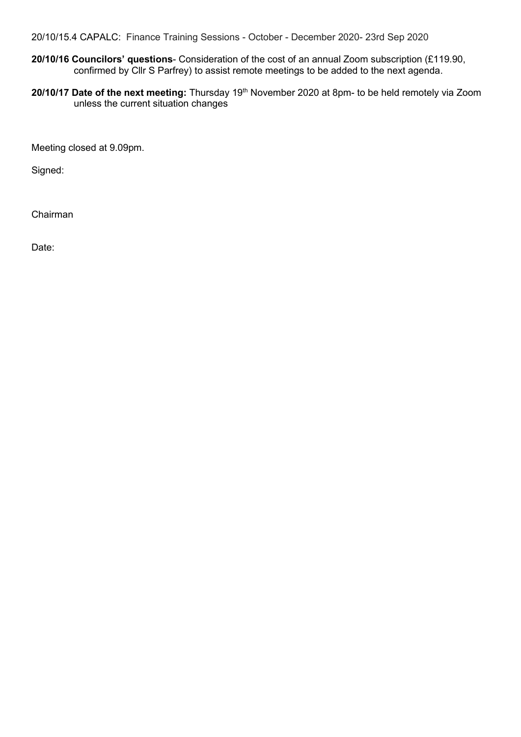20/10/15.4 CAPALC: Finance Training Sessions - October - December 2020- 23rd Sep 2020

**20/10/16 Councilors' questions**- Consideration of the cost of an annual Zoom subscription (£119.90, confirmed by Cllr S Parfrey) to assist remote meetings to be added to the next agenda.

**20/10/17 Date of the next meeting:** Thursday 19th November 2020 at 8pm- to be held remotely via Zoom unless the current situation changes

Meeting closed at 9.09pm.

Signed:

Chairman

Date: